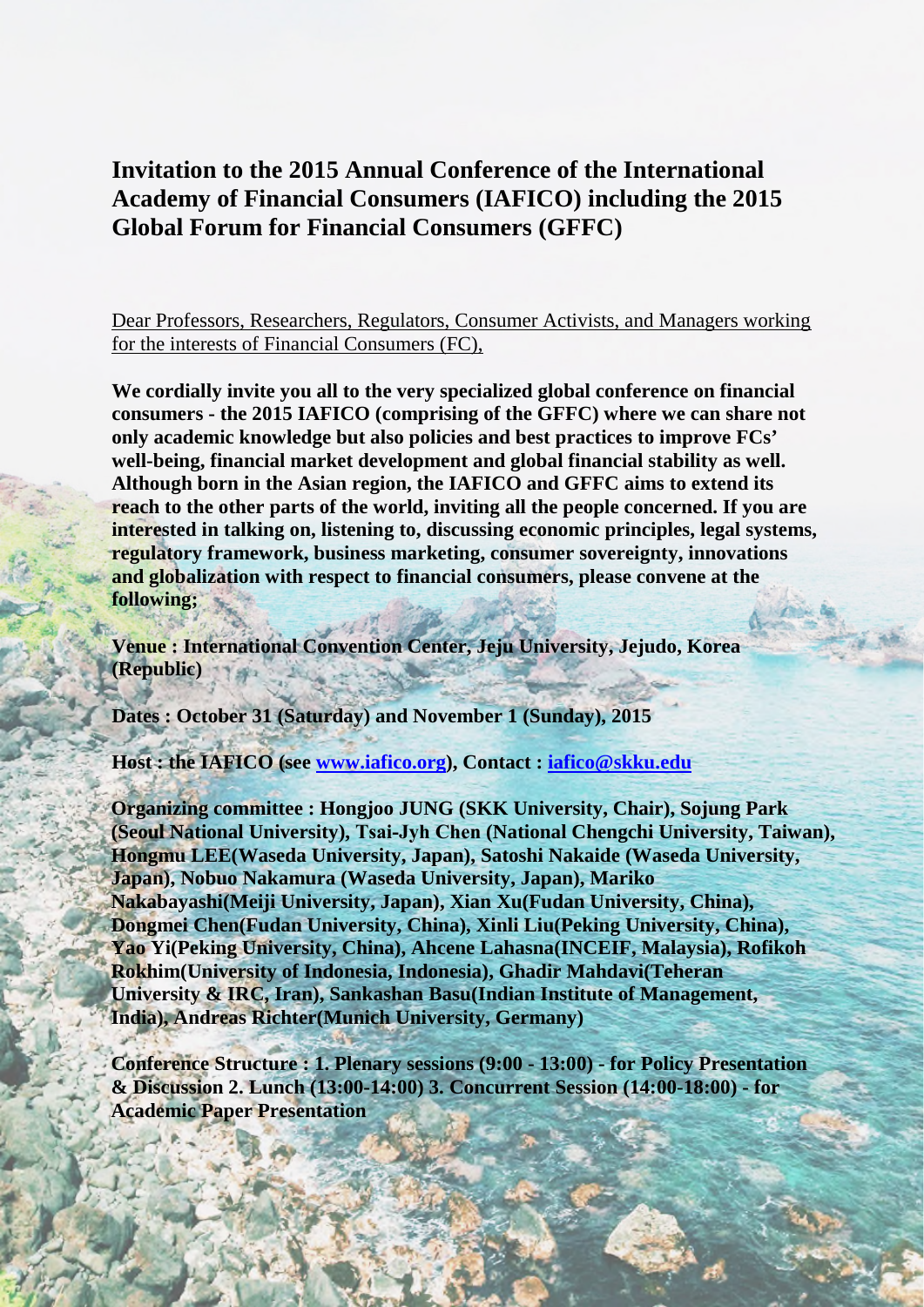## Invitation to the 2015 Annual Conference of the International Academy of Financial Consumers (IAFICO) including the 2015 Global Forum for Financial Consumers (GFFC)

Dear Professors, Researchers, Regulators, Consumer Activists, and Managers working for the interests of Financial Consumers (FC),

**We cordially invite you all to the very specialized global conference on financial consumers - the 2015 IAFICO (comprising of the GFFC) where we can share not only academic knowledge but also policies and best practices to improve FCs' well-being, financial market development and global financial stability as well. Although born in the Asian region, the IAFICO and GFFC aims to extend its reach to the other parts of the world, inviting all the people concerned. If you are interested in talking on, listening to, discussing economic principles, legal systems, regulatory framework, business marketing, consumer sovereignty, innovations and globalization with respect to financial consumers, please convene at the following;**

**Venue : International Convention Center, Jeju University, Jejudo, Korea (Republic)**

**Dates : October 31 (Saturday) and November 1 (Sunday), 2015**

**Host : the IAFICO (see [www.iafico.org](www.iafico.org)), Contact : [iafico@skku.edu](mailto:iafico@skku.edu)**

**Organizing committee : Hongjoo JUNG (SKK University, Chair), Sojung Park (Seoul National University), Tsai-Jyh Chen (National Chengchi University, Taiwan), Hongmu LEE(Waseda University, Japan), Satoshi Nakaide (Waseda University, Japan), Nobuo Nakamura (Waseda University, Japan), Mariko Nakabayashi(Meiji University, Japan), Xian Xu(Fudan University, China), Dongmei Chen(Fudan University, China), Xinli Liu(Peking University, China), Yao Yi(Peking University, China), Ahcene Lahasna(INCEIF, Malaysia), Rofikoh Rokhim(University of Indonesia, Indonesia), Ghadir Mahdavi(Teheran University & IRC, Iran), Sankashan Basu(Indian Institute of Management, India), Andreas Richter(Munich University, Germany)**

**Conference Structure : 1. Plenary sessions (9:00 - 13:00) - for Policy Presentation & Discussion 2. Lunch (13:00-14:00) 3. Concurrent Session (14:00-18:00) - for Academic Paper Presentation**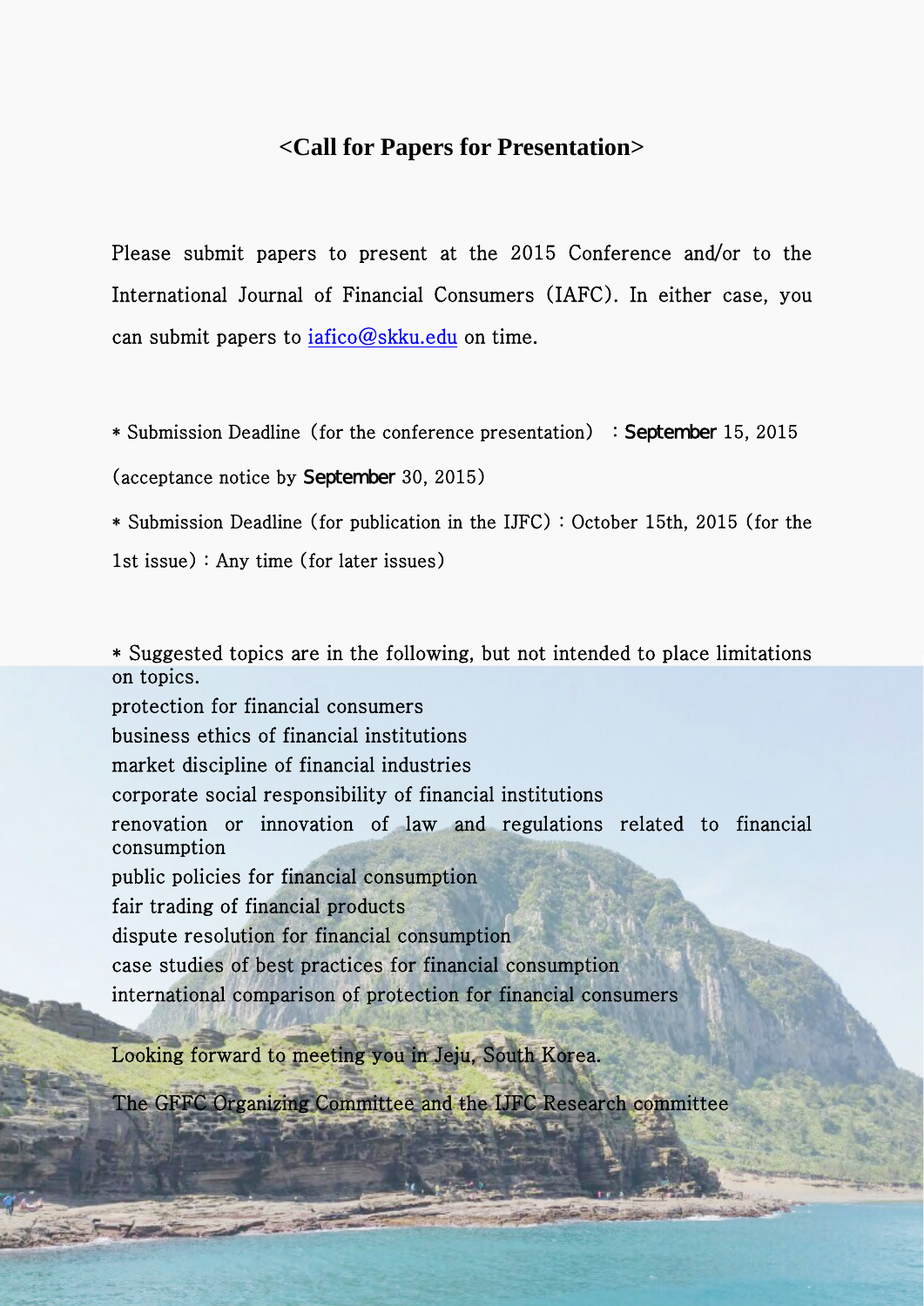## <Call for Papers for Presentation>

Please submit papers to present at the 2015 Conference and/or to the International Journal of Financial Consumers (IAFC). In either case, you can submit papers to iafico@skku.edu on time.

* Submission Deadline (for the conference presentation) : **September** 15, 2015 (acceptance notice by **September** 30, 2015)

* Submission Deadline (for publication in the IJFC) : October 15th, 2015 (for the 1st issue) : Any time (for later issues)

* Suggested topics are in the following, but not intended to place limitations on topics.

protection for financial consumers
business ethics of financial institutions
market discipline of financial industries
corporate social responsibility of financial institutions
renovation or innovation of law and regulations related to financial consumption
public policies for financial consumption
fair trading of financial products
dispute resolution for financial consumption
case studies of best practices for financial consumption
international comparison of protection for financial consumers

Looking forward to meeting you in Jeju, South Korea.

The GFFC Organizing Committee and the IJFC Research committee